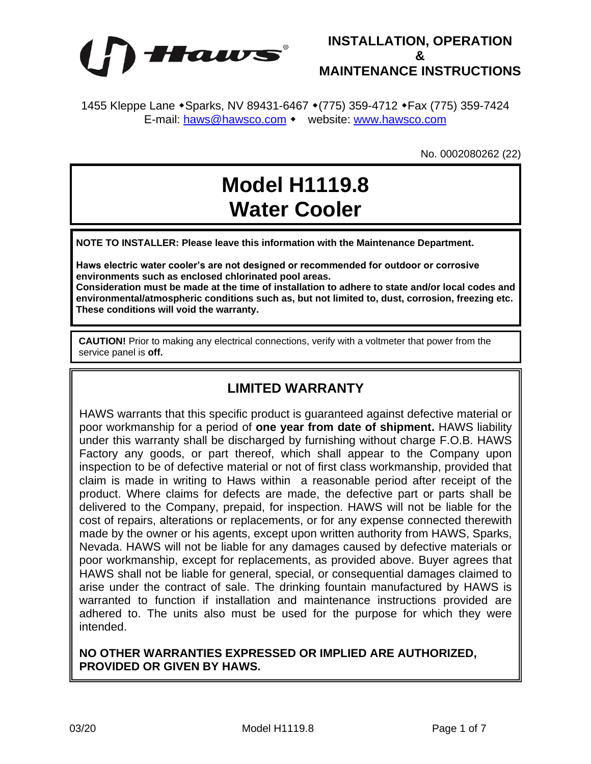**INSTALLATION, OPERATION & MAINTENANCE INSTRUCTIONS**

1455 Kleppe Lane • Sparks, NV 89431-6467 • (775) 359-4712 • Fax (775) 359-7424
E-mail: haws@hawsco.com • website: www.hawsco.com

No. 0002080262 (22)

# Model H1119.8 Water Cooler

**NOTE TO INSTALLER: Please leave this information with the Maintenance Department.**

**Haws electric water cooler's are not designed or recommended for outdoor or corrosive environments such as enclosed chlorinated pool areas.**
**Consideration must be made at the time of installation to adhere to state and/or local codes and environmental/atmospheric conditions such as, but not limited to, dust, corrosion, freezing etc. These conditions will void the warranty.**

**CAUTION!** Prior to making any electrical connections, verify with a voltmeter that power from the service panel is **off.**

## LIMITED WARRANTY

HAWS warrants that this specific product is guaranteed against defective material or poor workmanship for a period of **one year from date of shipment.** HAWS liability under this warranty shall be discharged by furnishing without charge F.O.B. HAWS Factory any goods, or part thereof, which shall appear to the Company upon inspection to be of defective material or not of first class workmanship, provided that claim is made in writing to Haws within a reasonable period after receipt of the product. Where claims for defects are made, the defective part or parts shall be delivered to the Company, prepaid, for inspection. HAWS will not be liable for the cost of repairs, alterations or replacements, or for any expense connected therewith made by the owner or his agents, except upon written authority from HAWS, Sparks, Nevada. HAWS will not be liable for any damages caused by defective materials or poor workmanship, except for replacements, as provided above. Buyer agrees that HAWS shall not be liable for general, special, or consequential damages claimed to arise under the contract of sale. The drinking fountain manufactured by HAWS is warranted to function if installation and maintenance instructions provided are adhered to. The units also must be used for the purpose for which they were intended.

**NO OTHER WARRANTIES EXPRESSED OR IMPLIED ARE AUTHORIZED, PROVIDED OR GIVEN BY HAWS.**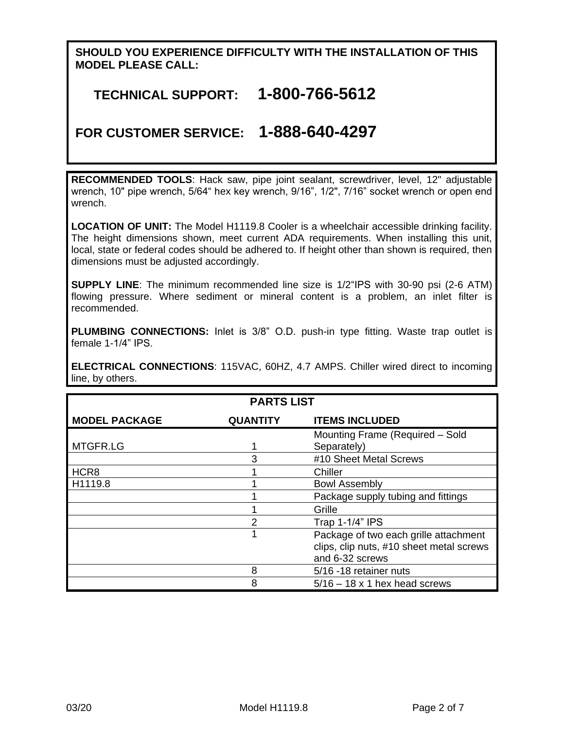**SHOULD YOU EXPERIENCE DIFFICULTY WITH THE INSTALLATION OF THIS MODEL PLEASE CALL:**

**TECHNICAL SUPPORT: 1-800-766-5612**

**FOR CUSTOMER SERVICE: 1-888-640-4297**

**RECOMMENDED TOOLS**: Hack saw, pipe joint sealant, screwdriver, level, 12" adjustable wrench, 10" pipe wrench, 5/64" hex key wrench, 9/16", 1/2", 7/16" socket wrench or open end wrench.

**LOCATION OF UNIT:** The Model H1119.8 Cooler is a wheelchair accessible drinking facility. The height dimensions shown, meet current ADA requirements. When installing this unit, local, state or federal codes should be adhered to. If height other than shown is required, then dimensions must be adjusted accordingly.

**SUPPLY LINE**: The minimum recommended line size is 1/2"IPS with 30-90 psi (2-6 ATM) flowing pressure. Where sediment or mineral content is a problem, an inlet filter is recommended.

**PLUMBING CONNECTIONS:** Inlet is 3/8" O.D. push-in type fitting. Waste trap outlet is female 1-1/4" IPS.

**ELECTRICAL CONNECTIONS**: 115VAC, 60HZ, 4.7 AMPS. Chiller wired direct to incoming line, by others.

**PARTS LIST**

| MODEL PACKAGE | QUANTITY | ITEMS INCLUDED |
|---|---|---|
| MTGFR.LG | 1 | Mounting Frame (Required – Sold Separately) |
| | 3 | #10 Sheet Metal Screws |
| HCR8 | 1 | Chiller |
| H1119.8 | 1 | Bowl Assembly |
| | 1 | Package supply tubing and fittings |
| | 1 | Grille |
| | 2 | Trap 1-1/4" IPS |
| | 1 | Package of two each grille attachment clips, clip nuts, #10 sheet metal screws and 6-32 screws |
| | 8 | 5/16 -18 retainer nuts |
| | 8 | 5/16 – 18 x 1 hex head screws |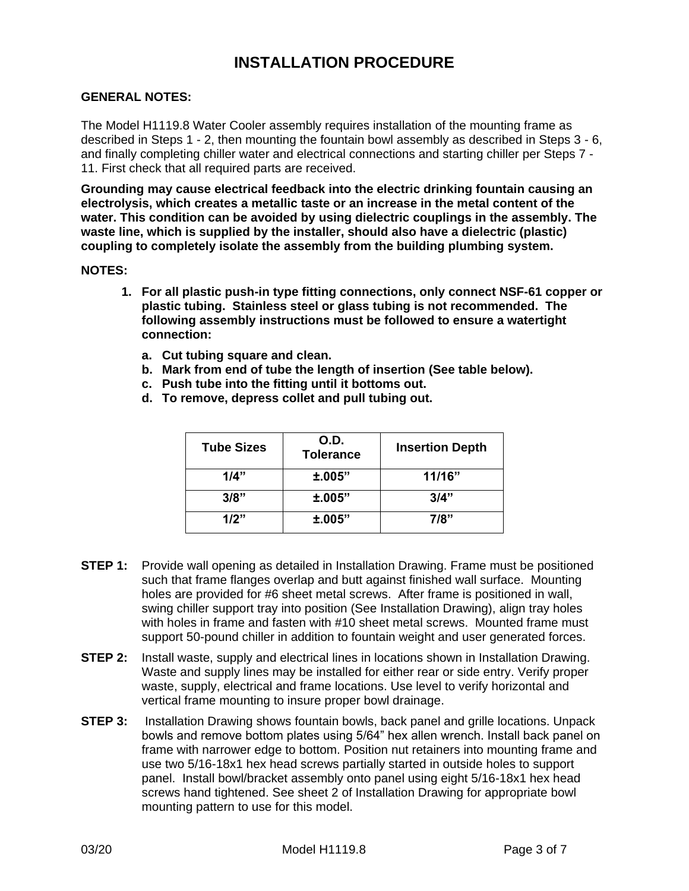# INSTALLATION PROCEDURE

**GENERAL NOTES:**

The Model H1119.8 Water Cooler assembly requires installation of the mounting frame as described in Steps 1 - 2, then mounting the fountain bowl assembly as described in Steps 3 - 6, and finally completing chiller water and electrical connections and starting chiller per Steps 7 - 11. First check that all required parts are received.

**Grounding may cause electrical feedback into the electric drinking fountain causing an electrolysis, which creates a metallic taste or an increase in the metal content of the water. This condition can be avoided by using dielectric couplings in the assembly. The waste line, which is supplied by the installer, should also have a dielectric (plastic) coupling to completely isolate the assembly from the building plumbing system.**

**NOTES:**

1. **For all plastic push-in type fitting connections, only connect NSF-61 copper or plastic tubing. Stainless steel or glass tubing is not recommended. The following assembly instructions must be followed to ensure a watertight connection:**
   a. **Cut tubing square and clean.**
   b. **Mark from end of tube the length of insertion (See table below).**
   c. **Push tube into the fitting until it bottoms out.**
   d. **To remove, depress collet and pull tubing out.**

| Tube Sizes | O.D. Tolerance | Insertion Depth |
|---|---|---|
| 1/4" | ±.005" | 11/16" |
| 3/8" | ±.005" | 3/4" |
| 1/2" | ±.005" | 7/8" |

**STEP 1:** Provide wall opening as detailed in Installation Drawing. Frame must be positioned such that frame flanges overlap and butt against finished wall surface. Mounting holes are provided for #6 sheet metal screws. After frame is positioned in wall, swing chiller support tray into position (See Installation Drawing), align tray holes with holes in frame and fasten with #10 sheet metal screws. Mounted frame must support 50-pound chiller in addition to fountain weight and user generated forces.

**STEP 2:** Install waste, supply and electrical lines in locations shown in Installation Drawing. Waste and supply lines may be installed for either rear or side entry. Verify proper waste, supply, electrical and frame locations. Use level to verify horizontal and vertical frame mounting to insure proper bowl drainage.

**STEP 3:** Installation Drawing shows fountain bowls, back panel and grille locations. Unpack bowls and remove bottom plates using 5/64" hex allen wrench. Install back panel on frame with narrower edge to bottom. Position nut retainers into mounting frame and use two 5/16-18x1 hex head screws partially started in outside holes to support panel. Install bowl/bracket assembly onto panel using eight 5/16-18x1 hex head screws hand tightened. See sheet 2 of Installation Drawing for appropriate bowl mounting pattern to use for this model.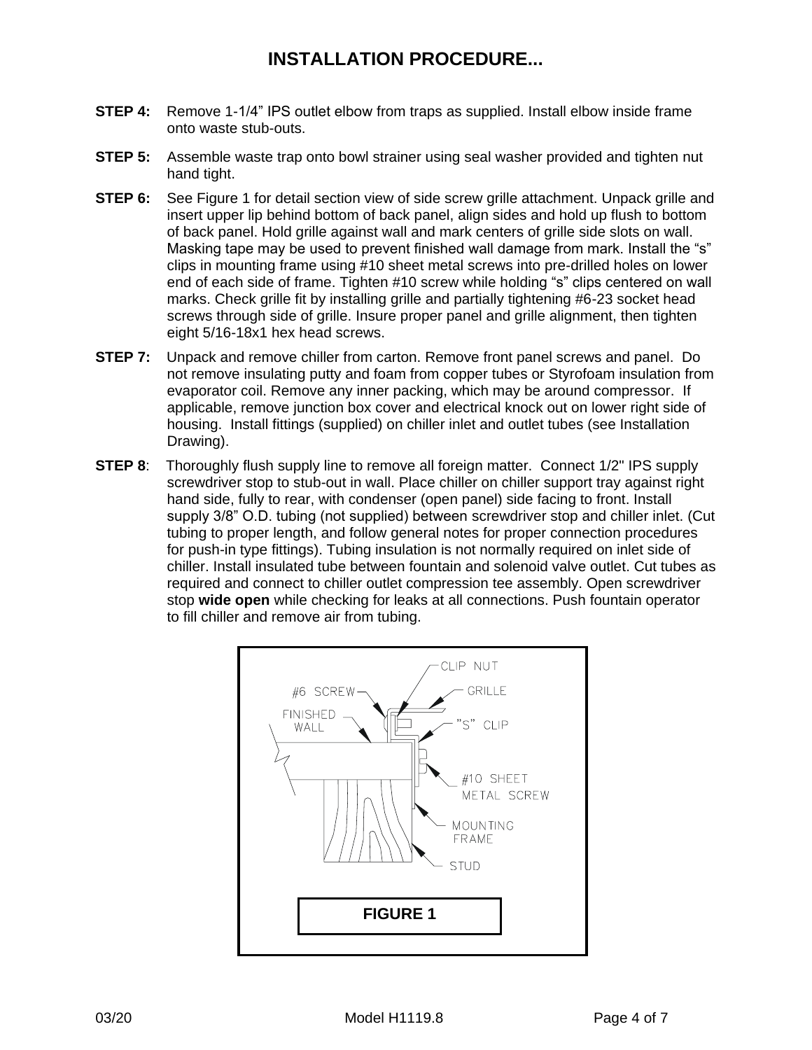# INSTALLATION PROCEDURE...

**STEP 4:** Remove 1-1/4" IPS outlet elbow from traps as supplied. Install elbow inside frame onto waste stub-outs.

**STEP 5:** Assemble waste trap onto bowl strainer using seal washer provided and tighten nut hand tight.

**STEP 6:** See Figure 1 for detail section view of side screw grille attachment. Unpack grille and insert upper lip behind bottom of back panel, align sides and hold up flush to bottom of back panel. Hold grille against wall and mark centers of grille side slots on wall. Masking tape may be used to prevent finished wall damage from mark. Install the "s" clips in mounting frame using #10 sheet metal screws into pre-drilled holes on lower end of each side of frame. Tighten #10 screw while holding "s" clips centered on wall marks. Check grille fit by installing grille and partially tightening #6-23 socket head screws through side of grille. Insure proper panel and grille alignment, then tighten eight 5/16-18x1 hex head screws.

**STEP 7:** Unpack and remove chiller from carton. Remove front panel screws and panel. Do not remove insulating putty and foam from copper tubes or Styrofoam insulation from evaporator coil. Remove any inner packing, which may be around compressor. If applicable, remove junction box cover and electrical knock out on lower right side of housing. Install fittings (supplied) on chiller inlet and outlet tubes (see Installation Drawing).

**STEP 8**: Thoroughly flush supply line to remove all foreign matter. Connect 1/2" IPS supply screwdriver stop to stub-out in wall. Place chiller on chiller support tray against right hand side, fully to rear, with condenser (open panel) side facing to front. Install supply 3/8" O.D. tubing (not supplied) between screwdriver stop and chiller inlet. (Cut tubing to proper length, and follow general notes for proper connection procedures for push-in type fittings). Tubing insulation is not normally required on inlet side of chiller. Install insulated tube between fountain and solenoid valve outlet. Cut tubes as required and connect to chiller outlet compression tee assembly. Open screwdriver stop **wide open** while checking for leaks at all connections. Push fountain operator to fill chiller and remove air from tubing.

CLIP NUT
#6 SCREW
GRILLE
FINISHED WALL
"S" CLIP
#10 SHEET METAL SCREW
MOUNTING FRAME
STUD

**FIGURE 1**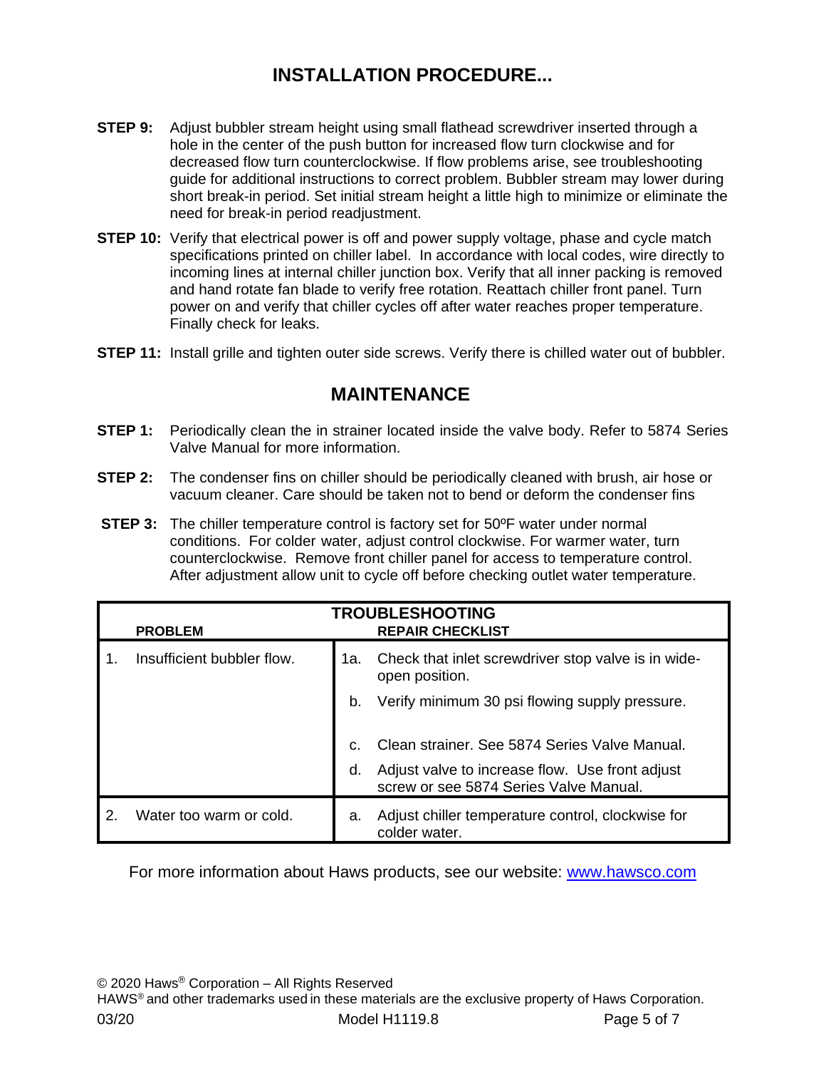## INSTALLATION PROCEDURE...

**STEP 9:** Adjust bubbler stream height using small flathead screwdriver inserted through a hole in the center of the push button for increased flow turn clockwise and for decreased flow turn counterclockwise. If flow problems arise, see troubleshooting guide for additional instructions to correct problem. Bubbler stream may lower during short break-in period. Set initial stream height a little high to minimize or eliminate the need for break-in period readjustment.

**STEP 10:** Verify that electrical power is off and power supply voltage, phase and cycle match specifications printed on chiller label. In accordance with local codes, wire directly to incoming lines at internal chiller junction box. Verify that all inner packing is removed and hand rotate fan blade to verify free rotation. Reattach chiller front panel. Turn power on and verify that chiller cycles off after water reaches proper temperature. Finally check for leaks.

**STEP 11:** Install grille and tighten outer side screws. Verify there is chilled water out of bubbler.

## MAINTENANCE

**STEP 1:** Periodically clean the in strainer located inside the valve body. Refer to 5874 Series Valve Manual for more information.

**STEP 2:** The condenser fins on chiller should be periodically cleaned with brush, air hose or vacuum cleaner. Care should be taken not to bend or deform the condenser fins

**STEP 3:** The chiller temperature control is factory set for 50ºF water under normal conditions. For colder water, adjust control clockwise. For warmer water, turn counterclockwise. Remove front chiller panel for access to temperature control. After adjustment allow unit to cycle off before checking outlet water temperature.

**TROUBLESHOOTING**

| PROBLEM | REPAIR CHECKLIST |
|---|---|
| 1. Insufficient bubbler flow. | 1a. Check that inlet screwdriver stop valve is in wide-open position. |
| | b. Verify minimum 30 psi flowing supply pressure. |
| | c. Clean strainer. See 5874 Series Valve Manual. |
| | d. Adjust valve to increase flow. Use front adjust screw or see 5874 Series Valve Manual. |
| 2. Water too warm or cold. | a. Adjust chiller temperature control, clockwise for colder water. |

For more information about Haws products, see our website: [www.hawsco.com](http://www.hawsco.com)

© 2020 Haws® Corporation – All Rights Reserved
HAWS® and other trademarks used in these materials are the exclusive property of Haws Corporation.
03/20 Model H1119.8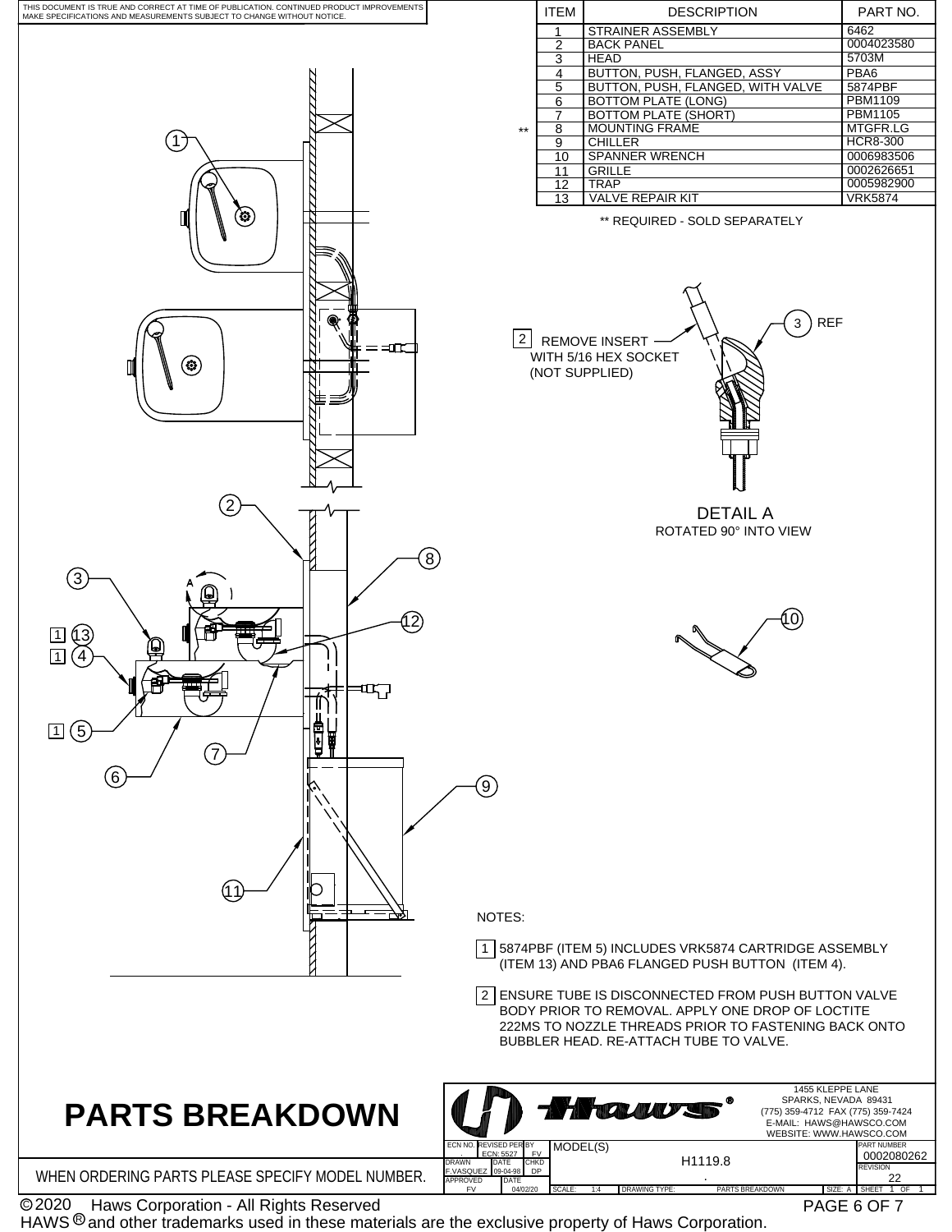THIS DOCUMENT IS TRUE AND CORRECT AT TIME OF PUBLICATION. CONTINUED PRODUCT IMPROVEMENTS MAKE SPECIFICATIONS AND MEASUREMENTS SUBJECT TO CHANGE WITHOUT NOTICE.

| | ITEM | DESCRIPTION | PART NO. |
|---|---|---|---|
| | 1 | STRAINER ASSEMBLY | 6462 |
| | 2 | BACK PANEL | 0004023580 |
| | 3 | HEAD | 5703M |
| | 4 | BUTTON, PUSH, FLANGED, ASSY | PBA6 |
| | 5 | BUTTON, PUSH, FLANGED, WITH VALVE | 5874PBF |
| | 6 | BOTTOM PLATE (LONG) | PBM1109 |
| | 7 | BOTTOM PLATE (SHORT) | PBM1105 |
| ** | 8 | MOUNTING FRAME | MTGFR.LG |
| | 9 | CHILLER | HCR8-300 |
| | 10 | SPANNER WRENCH | 0006983506 |
| | 11 | GRILLE | 0002626651 |
| | 12 | TRAP | 0005982900 |
| | 13 | VALVE REPAIR KIT | VRK5874 |

** REQUIRED - SOLD SEPARATELY

2 REMOVE INSERT WITH 5/16 HEX SOCKET (NOT SUPPLIED)

3 REF

DETAIL A
ROTATED 90° INTO VIEW

NOTES:

1. 5874PBF (ITEM 5) INCLUDES VRK5874 CARTRIDGE ASSEMBLY (ITEM 13) AND PBA6 FLANGED PUSH BUTTON (ITEM 4).
2. ENSURE TUBE IS DISCONNECTED FROM PUSH BUTTON VALVE BODY PRIOR TO REMOVAL. APPLY ONE DROP OF LOCTITE 222MS TO NOZZLE THREADS PRIOR TO FASTENING BACK ONTO BUBBLER HEAD. RE-ATTACH TUBE TO VALVE.

# PARTS BREAKDOWN

WHEN ORDERING PARTS PLEASE SPECIFY MODEL NUMBER.

Haws®
1455 KLEPPE LANE
SPARKS, NEVADA 89431
(775) 359-4712 FAX (775) 359-7424
E-MAIL: HAWS@HAWSCO.COM
WEBSITE: WWW.HAWSCO.COM

| ECN NO. | REVISED PER | BY | MODEL(S) | PART NUMBER |
|---|---|---|---|---|
| . | ECN: 5527 | FV | H1119.8 | 0002080262 |
| DRAWN F.VASQUEZ | DATE 09-04-98 | CHKD DP | . | REVISION 22 |
| APPROVED FV | DATE 04/02/20 | | SCALE: 1:4 DRAWING TYPE: PARTS BREAKDOWN SIZE: A | SHEET 1 OF 1 |

© 2020 Haws Corporation - All Rights Reserved

HAWS ® and other trademarks used in these materials are the exclusive property of Haws Corporation.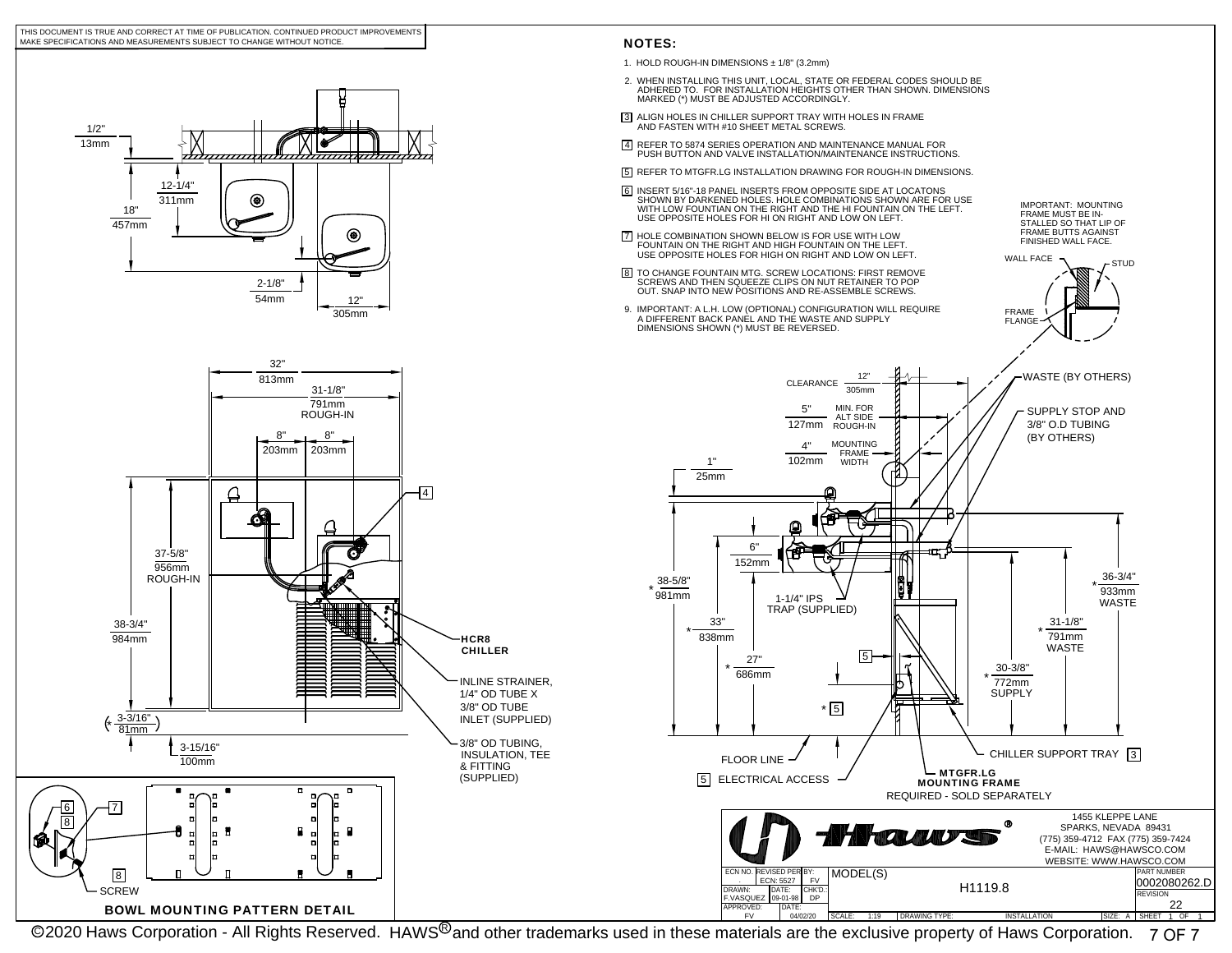THIS DOCUMENT IS TRUE AND CORRECT AT TIME OF PUBLICATION. CONTINUED PRODUCT IMPROVEMENTS MAKE SPECIFICATIONS AND MEASUREMENTS SUBJECT TO CHANGE WITHOUT NOTICE.

## NOTES:

1. HOLD ROUGH-IN DIMENSIONS ± 1/8" (3.2mm)
2. WHEN INSTALLING THIS UNIT, LOCAL, STATE OR FEDERAL CODES SHOULD BE ADHERED TO. FOR INSTALLATION HEIGHTS OTHER THAN SHOWN. DIMENSIONS MARKED (*) MUST BE ADJUSTED ACCORDINGLY.
3. ALIGN HOLES IN CHILLER SUPPORT TRAY WITH HOLES IN FRAME AND FASTEN WITH #10 SHEET METAL SCREWS.
4. REFER TO 5874 SERIES OPERATION AND MAINTENANCE MANUAL FOR PUSH BUTTON AND VALVE INSTALLATION/MAINTENANCE INSTRUCTIONS.
5. REFER TO MTGFR.LG INSTALLATION DRAWING FOR ROUGH-IN DIMENSIONS.
6. INSERT 5/16"-18 PANEL INSERTS FROM OPPOSITE SIDE AT LOCATONS SHOWN BY DARKENED HOLES. HOLE COMBINATIONS SHOWN ARE FOR USE WITH LOW FOUNTIAN ON THE RIGHT AND THE HI FOUNTAIN ON THE LEFT. USE OPPOSITE HOLES FOR HI ON RIGHT AND LOW ON LEFT.
7. HOLE COMBINATION SHOWN BELOW IS FOR USE WITH LOW FOUNTAIN ON THE RIGHT AND HIGH FOUNTAIN ON THE LEFT. USE OPPOSITE HOLES FOR HIGH ON RIGHT AND LOW ON LEFT.
8. TO CHANGE FOUNTAIN MTG. SCREW LOCATIONS: FIRST REMOVE SCREWS AND THEN SQUEEZE CLIPS ON NUT RETAINER TO POP OUT. SNAP INTO NEW POSITIONS AND RE-ASSEMBLE SCREWS.
9. IMPORTANT: A L.H. LOW (OPTIONAL) CONFIGURATION WILL REQUIRE A DIFFERENT BACK PANEL AND THE WASTE AND SUPPLY DIMENSIONS SHOWN (*) MUST BE REVERSED.

IMPORTANT: MOUNTING FRAME MUST BE INSTALLED SO THAT LIP OF FRAME BUTTS AGAINST FINISHED WALL FACE.

WALL FACE
STUD
FRAME FLANGE

1/2" 13mm
12-1/4" 311mm
18" 457mm
2-1/8" 54mm
12" 305mm

32" 813mm
31-1/8" 791mm ROUGH-IN
8" 203mm
8" 203mm
37-5/8" 956mm ROUGH-IN
38-3/4" 984mm
(* 3-3/16" 81mm)
3-15/16" 100mm
4
HCR8 CHILLER
INLINE STRAINER, 1/4" OD TUBE X 3/8" OD TUBE INLET (SUPPLIED)
3/8" OD TUBING, INSULATION, TEE & FITTING (SUPPLIED)

CLEARANCE 12" 305mm
5" 127mm MIN. FOR ALT SIDE ROUGH-IN
4" 102mm MOUNTING FRAME WIDTH
1" 25mm
6" 152mm
* 38-5/8" 981mm
* 33" 838mm
* 27" 686mm
1-1/4" IPS TRAP (SUPPLIED)
5
* 5
WASTE (BY OTHERS)
SUPPLY STOP AND 3/8" O.D TUBING (BY OTHERS)
* 36-3/4" 933mm WASTE
* 31-1/8" 791mm WASTE
* 30-3/8" 772mm SUPPLY
FLOOR LINE
5 ELECTRICAL ACCESS
MTGFR.LG MOUNTING FRAME REQUIRED - SOLD SEPARATELY
CHILLER SUPPORT TRAY 3

6
8
7
8
SCREW

### BOWL MOUNTING PATTERN DETAIL

Haws
1455 KLEPPE LANE
SPARKS, NEVADA 89431
(775) 359-4712 FAX (775) 359-7424
E-MAIL: HAWS@HAWSCO.COM
WEBSITE: WWW.HAWSCO.COM

| | | | | |
|---|---|---|---|---|
| ECN NO. . | REVISED PER ECN: 5527 | BY: FV | MODEL(S) H1119.8 | PART NUMBER 0002080262.D |
| DRAWN: F.VASQUEZ | DATE: 09-01-98 | CHK'D.: DP | | REVISION 22 |
| APPROVED: FV | DATE: 04/02/20 | SCALE: 1:19 | DRAWING TYPE: INSTALLATION | SIZE: A SHEET 1 OF 1 |

©2020 Haws Corporation - All Rights Reserved. HAWS® and other trademarks used in these materials are the exclusive property of Haws Corporation.